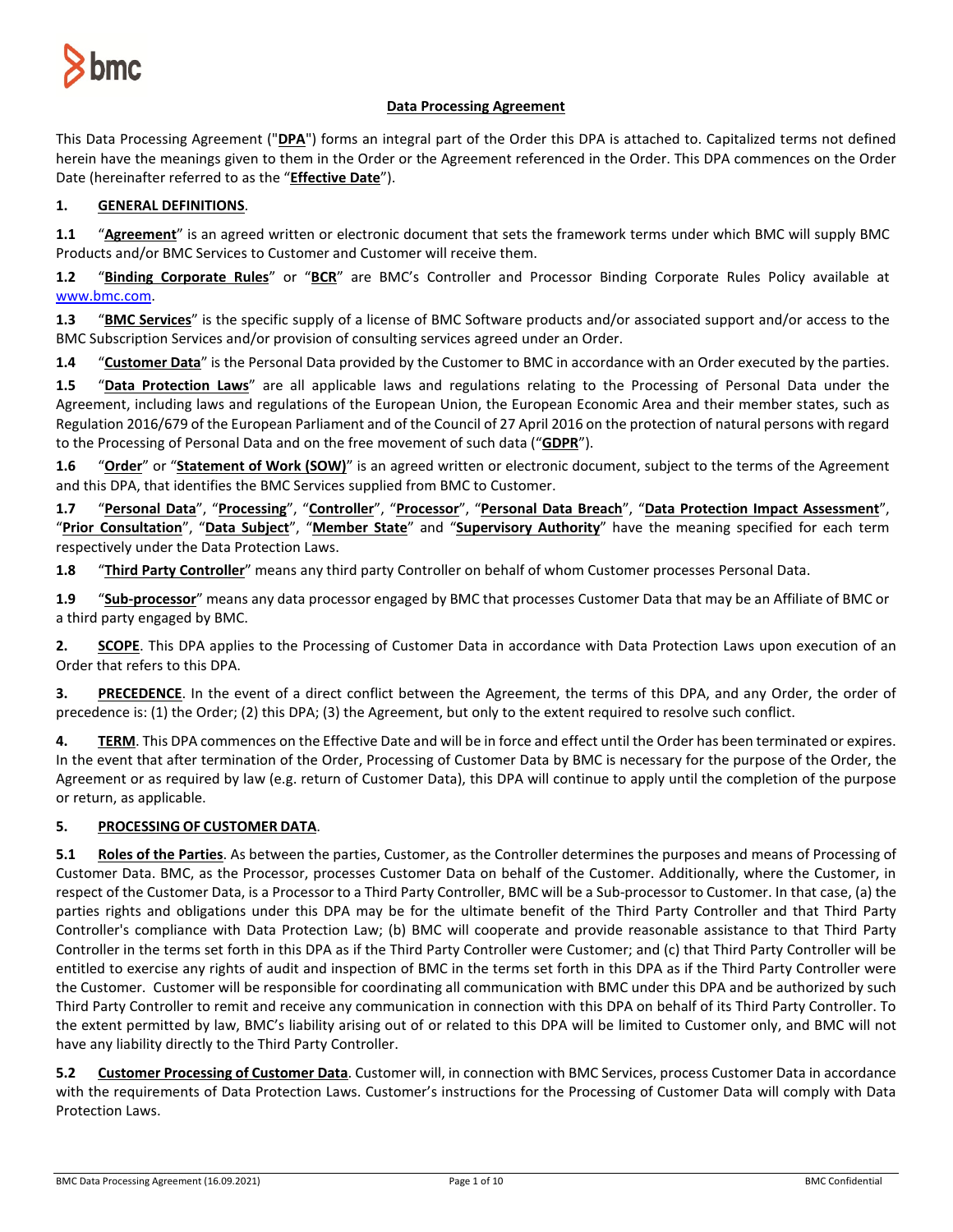# Data Processing Agreement

This Data Processing Agreement ("**DPA**") forms an integral part of the Order this DPA is attached to. Capitalized terms not defined herein have the meanings given to them in the Order or the Agreement referenced in the Order. This DPA commences on the Order Date (hereinafter referred to as the "**Effective Date**").

## 1. GENERAL DEFINITIONS.

**1.1** "**Agreement**" is an agreed written or electronic document that sets the framework terms under which BMC will supply BMC Products and/or BMC Services to Customer and Customer will receive them.

**1.2** "**Binding Corporate Rules**" or "**BCR**" are BMC's Controller and Processor Binding Corporate Rules Policy available at www.bmc.com.

**1.3** "**BMC Services**" is the specific supply of a license of BMC Software products and/or associated support and/or access to the BMC Subscription Services and/or provision of consulting services agreed under an Order.

**1.4** "**Customer Data**" is the Personal Data provided by the Customer to BMC in accordance with an Order executed by the parties.

**1.5** "**Data Protection Laws**" are all applicable laws and regulations relating to the Processing of Personal Data under the Agreement, including laws and regulations of the European Union, the European Economic Area and their member states, such as Regulation 2016/679 of the European Parliament and of the Council of 27 April 2016 on the protection of natural persons with regard to the Processing of Personal Data and on the free movement of such data ("**GDPR**").

**1.6** "**Order**" or "**Statement of Work (SOW)**" is an agreed written or electronic document, subject to the terms of the Agreement and this DPA, that identifies the BMC Services supplied from BMC to Customer.

**1.7** "**Personal Data**", "**Processing**", "**Controller**", "**Processor**", "**Personal Data Breach**", "**Data Protection Impact Assessment**", "**Prior Consultation**", "**Data Subject**", "**Member State**" and "**Supervisory Authority**" have the meaning specified for each term respectively under the Data Protection Laws.

**1.8** "**Third Party Controller**" means any third party Controller on behalf of whom Customer processes Personal Data.

**1.9** "**Sub-processor**" means any data processor engaged by BMC that processes Customer Data that may be an Affiliate of BMC or a third party engaged by BMC.

## 2. SCOPE.

This DPA applies to the Processing of Customer Data in accordance with Data Protection Laws upon execution of an Order that refers to this DPA.

## 3. PRECEDENCE.

In the event of a direct conflict between the Agreement, the terms of this DPA, and any Order, the order of precedence is: (1) the Order; (2) this DPA; (3) the Agreement, but only to the extent required to resolve such conflict.

## 4. TERM.

This DPA commences on the Effective Date and will be in force and effect until the Order has been terminated or expires. In the event that after termination of the Order, Processing of Customer Data by BMC is necessary for the purpose of the Order, the Agreement or as required by law (e.g. return of Customer Data), this DPA will continue to apply until the completion of the purpose or return, as applicable.

## 5. PROCESSING OF CUSTOMER DATA.

**5.1 Roles of the Parties**. As between the parties, Customer, as the Controller determines the purposes and means of Processing of Customer Data. BMC, as the Processor, processes Customer Data on behalf of the Customer. Additionally, where the Customer, in respect of the Customer Data, is a Processor to a Third Party Controller, BMC will be a Sub-processor to Customer. In that case, (a) the parties rights and obligations under this DPA may be for the ultimate benefit of the Third Party Controller and that Third Party Controller's compliance with Data Protection Law; (b) BMC will cooperate and provide reasonable assistance to that Third Party Controller in the terms set forth in this DPA as if the Third Party Controller were Customer; and (c) that Third Party Controller will be entitled to exercise any rights of audit and inspection of BMC in the terms set forth in this DPA as if the Third Party Controller were the Customer. Customer will be responsible for coordinating all communication with BMC under this DPA and be authorized by such Third Party Controller to remit and receive any communication in connection with this DPA on behalf of its Third Party Controller. To the extent permitted by law, BMC's liability arising out of or related to this DPA will be limited to Customer only, and BMC will not have any liability directly to the Third Party Controller.

**5.2 Customer Processing of Customer Data**. Customer will, in connection with BMC Services, process Customer Data in accordance with the requirements of Data Protection Laws. Customer's instructions for the Processing of Customer Data will comply with Data Protection Laws.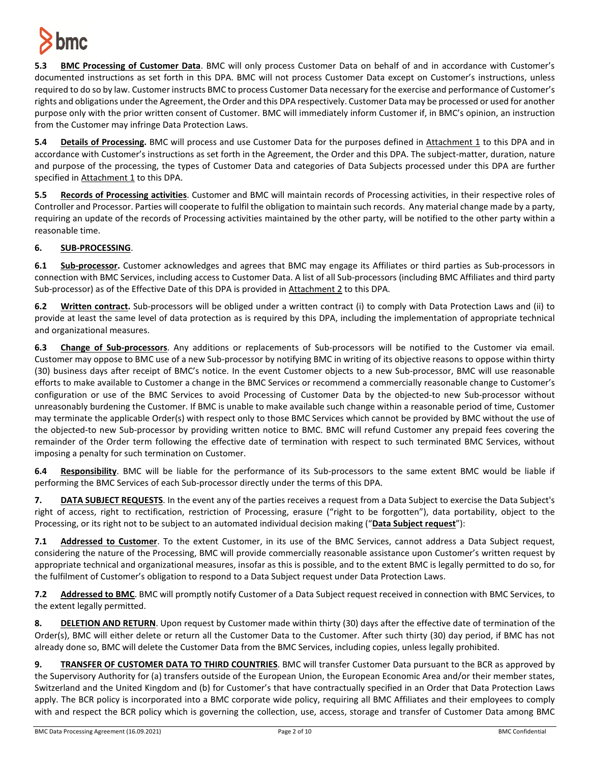**5.3 BMC Processing of Customer Data**. BMC will only process Customer Data on behalf of and in accordance with Customer's documented instructions as set forth in this DPA. BMC will not process Customer Data except on Customer's instructions, unless required to do so by law. Customer instructs BMC to process Customer Data necessary for the exercise and performance of Customer's rights and obligations under the Agreement, the Order and this DPA respectively. Customer Data may be processed or used for another purpose only with the prior written consent of Customer. BMC will immediately inform Customer if, in BMC's opinion, an instruction from the Customer may infringe Data Protection Laws.

**5.4 Details of Processing.** BMC will process and use Customer Data for the purposes defined in Attachment 1 to this DPA and in accordance with Customer's instructions as set forth in the Agreement, the Order and this DPA. The subject-matter, duration, nature and purpose of the processing, the types of Customer Data and categories of Data Subjects processed under this DPA are further specified in Attachment 1 to this DPA.

**5.5 Records of Processing activities**. Customer and BMC will maintain records of Processing activities, in their respective roles of Controller and Processor. Parties will cooperate to fulfil the obligation to maintain such records. Any material change made by a party, requiring an update of the records of Processing activities maintained by the other party, will be notified to the other party within a reasonable time.

**6. SUB-PROCESSING**.

**6.1 Sub-processor.** Customer acknowledges and agrees that BMC may engage its Affiliates or third parties as Sub-processors in connection with BMC Services, including access to Customer Data. A list of all Sub-processors (including BMC Affiliates and third party Sub-processor) as of the Effective Date of this DPA is provided in Attachment 2 to this DPA.

**6.2 Written contract.** Sub-processors will be obliged under a written contract (i) to comply with Data Protection Laws and (ii) to provide at least the same level of data protection as is required by this DPA, including the implementation of appropriate technical and organizational measures.

**6.3 Change of Sub-processors**. Any additions or replacements of Sub-processors will be notified to the Customer via email. Customer may oppose to BMC use of a new Sub-processor by notifying BMC in writing of its objective reasons to oppose within thirty (30) business days after receipt of BMC's notice. In the event Customer objects to a new Sub-processor, BMC will use reasonable efforts to make available to Customer a change in the BMC Services or recommend a commercially reasonable change to Customer's configuration or use of the BMC Services to avoid Processing of Customer Data by the objected-to new Sub-processor without unreasonably burdening the Customer. If BMC is unable to make available such change within a reasonable period of time, Customer may terminate the applicable Order(s) with respect only to those BMC Services which cannot be provided by BMC without the use of the objected-to new Sub-processor by providing written notice to BMC. BMC will refund Customer any prepaid fees covering the remainder of the Order term following the effective date of termination with respect to such terminated BMC Services, without imposing a penalty for such termination on Customer.

**6.4 Responsibility**. BMC will be liable for the performance of its Sub-processors to the same extent BMC would be liable if performing the BMC Services of each Sub-processor directly under the terms of this DPA.

**7. DATA SUBJECT REQUESTS**. In the event any of the parties receives a request from a Data Subject to exercise the Data Subject's right of access, right to rectification, restriction of Processing, erasure ("right to be forgotten"), data portability, object to the Processing, or its right not to be subject to an automated individual decision making ("**Data Subject request**"):

**7.1 Addressed to Customer**. To the extent Customer, in its use of the BMC Services, cannot address a Data Subject request, considering the nature of the Processing, BMC will provide commercially reasonable assistance upon Customer's written request by appropriate technical and organizational measures, insofar as this is possible, and to the extent BMC is legally permitted to do so, for the fulfilment of Customer's obligation to respond to a Data Subject request under Data Protection Laws.

**7.2 Addressed to BMC**. BMC will promptly notify Customer of a Data Subject request received in connection with BMC Services, to the extent legally permitted.

**8. DELETION AND RETURN**. Upon request by Customer made within thirty (30) days after the effective date of termination of the Order(s), BMC will either delete or return all the Customer Data to the Customer. After such thirty (30) day period, if BMC has not already done so, BMC will delete the Customer Data from the BMC Services, including copies, unless legally prohibited.

**9. TRANSFER OF CUSTOMER DATA TO THIRD COUNTRIES**. BMC will transfer Customer Data pursuant to the BCR as approved by the Supervisory Authority for (a) transfers outside of the European Union, the European Economic Area and/or their member states, Switzerland and the United Kingdom and (b) for Customer's that have contractually specified in an Order that Data Protection Laws apply. The BCR policy is incorporated into a BMC corporate wide policy, requiring all BMC Affiliates and their employees to comply with and respect the BCR policy which is governing the collection, use, access, storage and transfer of Customer Data among BMC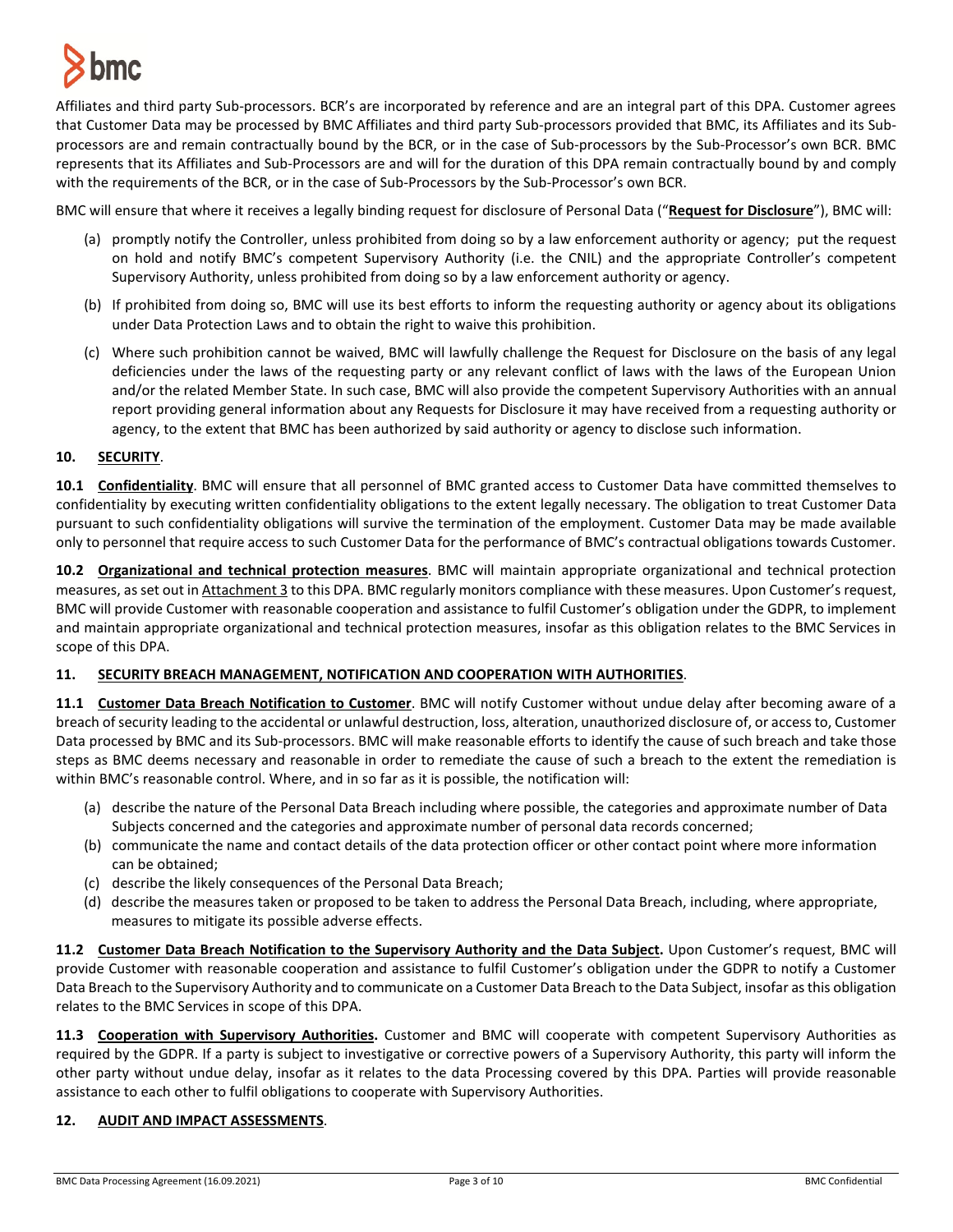Affiliates and third party Sub-processors. BCR's are incorporated by reference and are an integral part of this DPA. Customer agrees that Customer Data may be processed by BMC Affiliates and third party Sub-processors provided that BMC, its Affiliates and its Sub-processors are and remain contractually bound by the BCR, or in the case of Sub-processors by the Sub-Processor's own BCR. BMC represents that its Affiliates and Sub-Processors are and will for the duration of this DPA remain contractually bound by and comply with the requirements of the BCR, or in the case of Sub-Processors by the Sub-Processor's own BCR.

BMC will ensure that where it receives a legally binding request for disclosure of Personal Data ("**Request for Disclosure**"), BMC will:

(a) promptly notify the Controller, unless prohibited from doing so by a law enforcement authority or agency; put the request on hold and notify BMC's competent Supervisory Authority (i.e. the CNIL) and the appropriate Controller's competent Supervisory Authority, unless prohibited from doing so by a law enforcement authority or agency.

(b) If prohibited from doing so, BMC will use its best efforts to inform the requesting authority or agency about its obligations under Data Protection Laws and to obtain the right to waive this prohibition.

(c) Where such prohibition cannot be waived, BMC will lawfully challenge the Request for Disclosure on the basis of any legal deficiencies under the laws of the requesting party or any relevant conflict of laws with the laws of the European Union and/or the related Member State. In such case, BMC will also provide the competent Supervisory Authorities with an annual report providing general information about any Requests for Disclosure it may have received from a requesting authority or agency, to the extent that BMC has been authorized by said authority or agency to disclose such information.

## 10. SECURITY.

**10.1 Confidentiality**. BMC will ensure that all personnel of BMC granted access to Customer Data have committed themselves to confidentiality by executing written confidentiality obligations to the extent legally necessary. The obligation to treat Customer Data pursuant to such confidentiality obligations will survive the termination of the employment. Customer Data may be made available only to personnel that require access to such Customer Data for the performance of BMC's contractual obligations towards Customer.

**10.2 Organizational and technical protection measures**. BMC will maintain appropriate organizational and technical protection measures, as set out in Attachment 3 to this DPA. BMC regularly monitors compliance with these measures. Upon Customer's request, BMC will provide Customer with reasonable cooperation and assistance to fulfil Customer's obligation under the GDPR, to implement and maintain appropriate organizational and technical protection measures, insofar as this obligation relates to the BMC Services in scope of this DPA.

## 11. SECURITY BREACH MANAGEMENT, NOTIFICATION AND COOPERATION WITH AUTHORITIES.

**11.1 Customer Data Breach Notification to Customer**. BMC will notify Customer without undue delay after becoming aware of a breach of security leading to the accidental or unlawful destruction, loss, alteration, unauthorized disclosure of, or access to, Customer Data processed by BMC and its Sub-processors. BMC will make reasonable efforts to identify the cause of such breach and take those steps as BMC deems necessary and reasonable in order to remediate the cause of such a breach to the extent the remediation is within BMC's reasonable control. Where, and in so far as it is possible, the notification will:

(a) describe the nature of the Personal Data Breach including where possible, the categories and approximate number of Data Subjects concerned and the categories and approximate number of personal data records concerned;
(b) communicate the name and contact details of the data protection officer or other contact point where more information can be obtained;
(c) describe the likely consequences of the Personal Data Breach;
(d) describe the measures taken or proposed to be taken to address the Personal Data Breach, including, where appropriate, measures to mitigate its possible adverse effects.

**11.2 Customer Data Breach Notification to the Supervisory Authority and the Data Subject.** Upon Customer's request, BMC will provide Customer with reasonable cooperation and assistance to fulfil Customer's obligation under the GDPR to notify a Customer Data Breach to the Supervisory Authority and to communicate on a Customer Data Breach to the Data Subject, insofar as this obligation relates to the BMC Services in scope of this DPA.

**11.3 Cooperation with Supervisory Authorities.** Customer and BMC will cooperate with competent Supervisory Authorities as required by the GDPR. If a party is subject to investigative or corrective powers of a Supervisory Authority, this party will inform the other party without undue delay, insofar as it relates to the data Processing covered by this DPA. Parties will provide reasonable assistance to each other to fulfil obligations to cooperate with Supervisory Authorities.

## 12. AUDIT AND IMPACT ASSESSMENTS.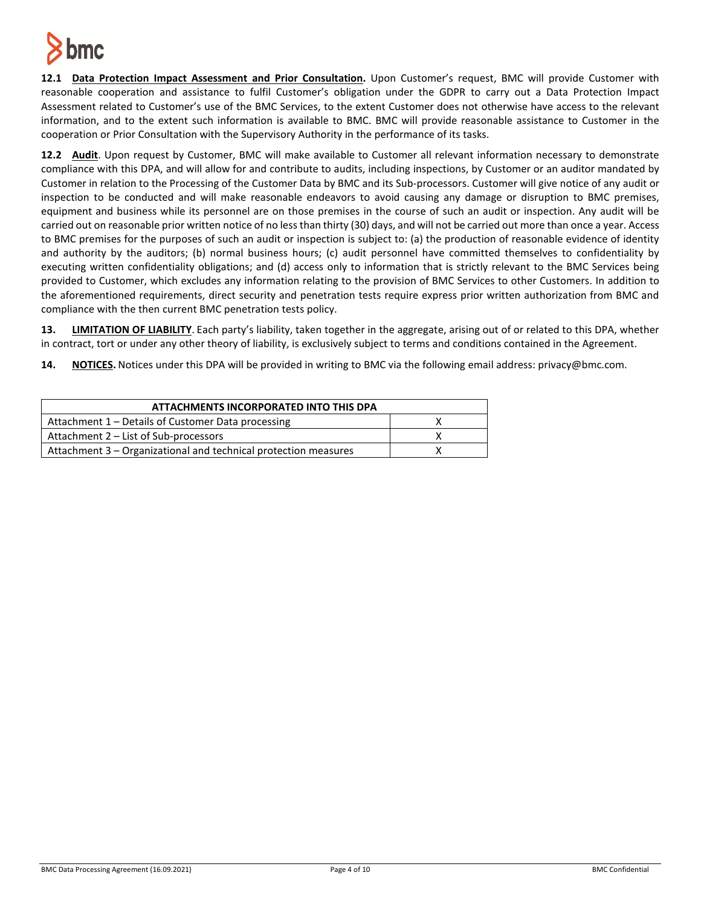**12.1** **Data Protection Impact Assessment and Prior Consultation.** Upon Customer's request, BMC will provide Customer with reasonable cooperation and assistance to fulfil Customer's obligation under the GDPR to carry out a Data Protection Impact Assessment related to Customer's use of the BMC Services, to the extent Customer does not otherwise have access to the relevant information, and to the extent such information is available to BMC. BMC will provide reasonable assistance to Customer in the cooperation or Prior Consultation with the Supervisory Authority in the performance of its tasks.

**12.2** **Audit**. Upon request by Customer, BMC will make available to Customer all relevant information necessary to demonstrate compliance with this DPA, and will allow for and contribute to audits, including inspections, by Customer or an auditor mandated by Customer in relation to the Processing of the Customer Data by BMC and its Sub-processors. Customer will give notice of any audit or inspection to be conducted and will make reasonable endeavors to avoid causing any damage or disruption to BMC premises, equipment and business while its personnel are on those premises in the course of such an audit or inspection. Any audit will be carried out on reasonable prior written notice of no less than thirty (30) days, and will not be carried out more than once a year. Access to BMC premises for the purposes of such an audit or inspection is subject to: (a) the production of reasonable evidence of identity and authority by the auditors; (b) normal business hours; (c) audit personnel have committed themselves to confidentiality by executing written confidentiality obligations; and (d) access only to information that is strictly relevant to the BMC Services being provided to Customer, which excludes any information relating to the provision of BMC Services to other Customers. In addition to the aforementioned requirements, direct security and penetration tests require express prior written authorization from BMC and compliance with the then current BMC penetration tests policy.

**13.** **LIMITATION OF LIABILITY**. Each party's liability, taken together in the aggregate, arising out of or related to this DPA, whether in contract, tort or under any other theory of liability, is exclusively subject to terms and conditions contained in the Agreement.

**14.** **NOTICES.** Notices under this DPA will be provided in writing to BMC via the following email address: privacy@bmc.com.

| ATTACHMENTS INCORPORATED INTO THIS DPA | |
|---|---|
| Attachment 1 – Details of Customer Data processing | X |
| Attachment 2 – List of Sub-processors | X |
| Attachment 3 – Organizational and technical protection measures | X |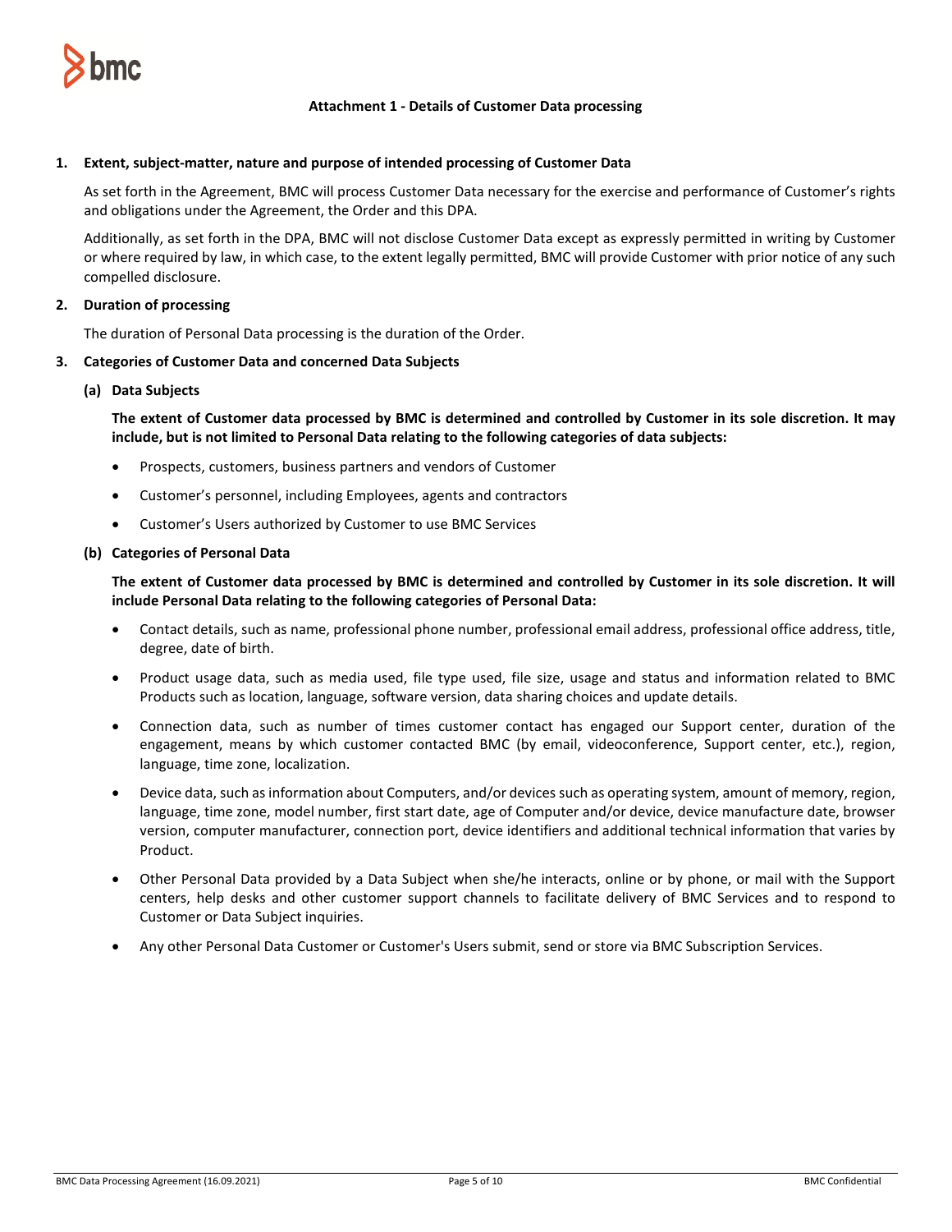## Attachment 1 - Details of Customer Data processing

### 1. Extent, subject-matter, nature and purpose of intended processing of Customer Data

As set forth in the Agreement, BMC will process Customer Data necessary for the exercise and performance of Customer's rights and obligations under the Agreement, the Order and this DPA.

Additionally, as set forth in the DPA, BMC will not disclose Customer Data except as expressly permitted in writing by Customer or where required by law, in which case, to the extent legally permitted, BMC will provide Customer with prior notice of any such compelled disclosure.

### 2. Duration of processing

The duration of Personal Data processing is the duration of the Order.

### 3. Categories of Customer Data and concerned Data Subjects

#### (a) Data Subjects

**The extent of Customer data processed by BMC is determined and controlled by Customer in its sole discretion. It may include, but is not limited to Personal Data relating to the following categories of data subjects:**

- Prospects, customers, business partners and vendors of Customer
- Customer's personnel, including Employees, agents and contractors
- Customer's Users authorized by Customer to use BMC Services

#### (b) Categories of Personal Data

**The extent of Customer data processed by BMC is determined and controlled by Customer in its sole discretion. It will include Personal Data relating to the following categories of Personal Data:**

- Contact details, such as name, professional phone number, professional email address, professional office address, title, degree, date of birth.
- Product usage data, such as media used, file type used, file size, usage and status and information related to BMC Products such as location, language, software version, data sharing choices and update details.
- Connection data, such as number of times customer contact has engaged our Support center, duration of the engagement, means by which customer contacted BMC (by email, videoconference, Support center, etc.), region, language, time zone, localization.
- Device data, such as information about Computers, and/or devices such as operating system, amount of memory, region, language, time zone, model number, first start date, age of Computer and/or device, device manufacture date, browser version, computer manufacturer, connection port, device identifiers and additional technical information that varies by Product.
- Other Personal Data provided by a Data Subject when she/he interacts, online or by phone, or mail with the Support centers, help desks and other customer support channels to facilitate delivery of BMC Services and to respond to Customer or Data Subject inquiries.
- Any other Personal Data Customer or Customer's Users submit, send or store via BMC Subscription Services.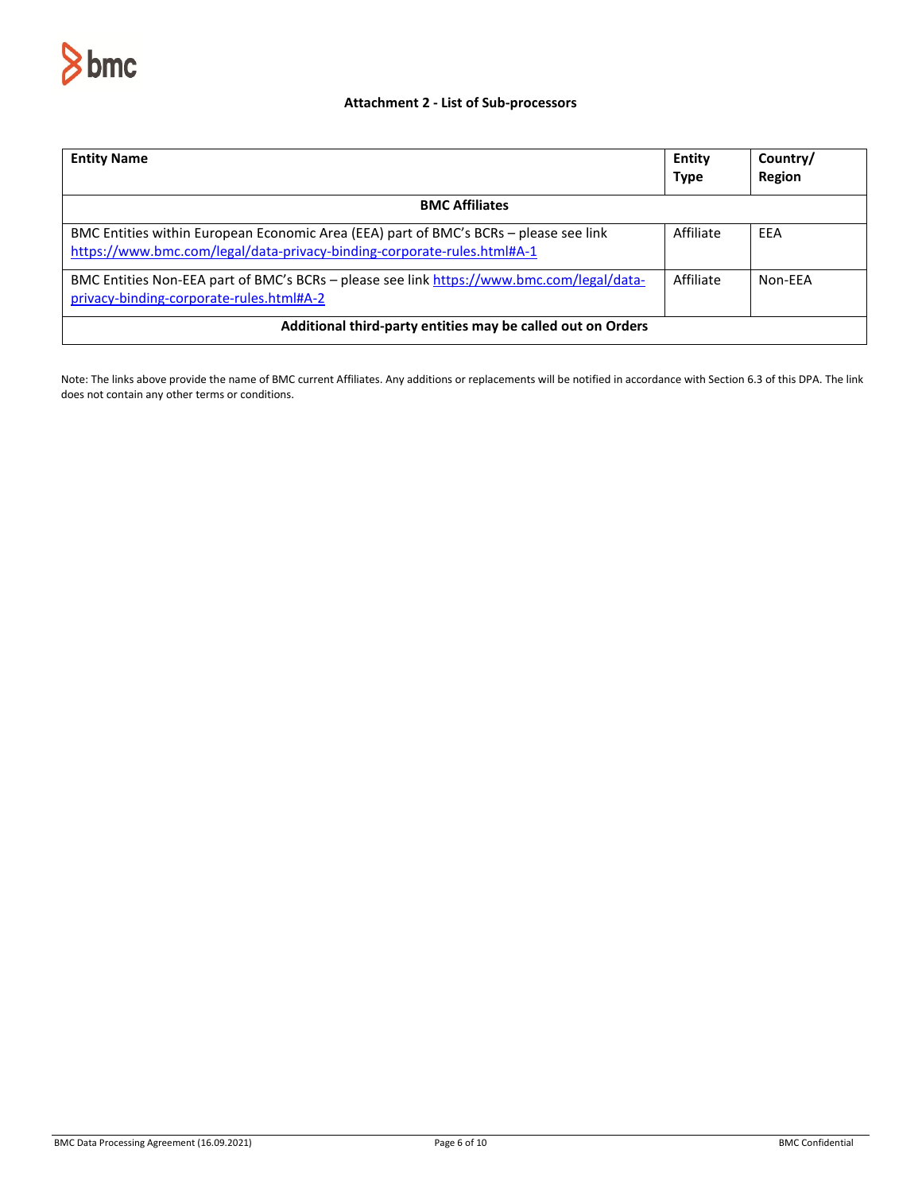## Attachment 2 - List of Sub-processors

| Entity Name | Entity Type | Country/ Region |
|---|---|---|
| **BMC Affiliates** | | |
| BMC Entities within European Economic Area (EEA) part of BMC's BCRs – please see link https://www.bmc.com/legal/data-privacy-binding-corporate-rules.html#A-1 | Affiliate | EEA |
| BMC Entities Non-EEA part of BMC's BCRs – please see link https://www.bmc.com/legal/data-privacy-binding-corporate-rules.html#A-2 | Affiliate | Non-EEA |
| **Additional third-party entities may be called out on Orders** | | |

Note: The links above provide the name of BMC current Affiliates. Any additions or replacements will be notified in accordance with Section 6.3 of this DPA. The link does not contain any other terms or conditions.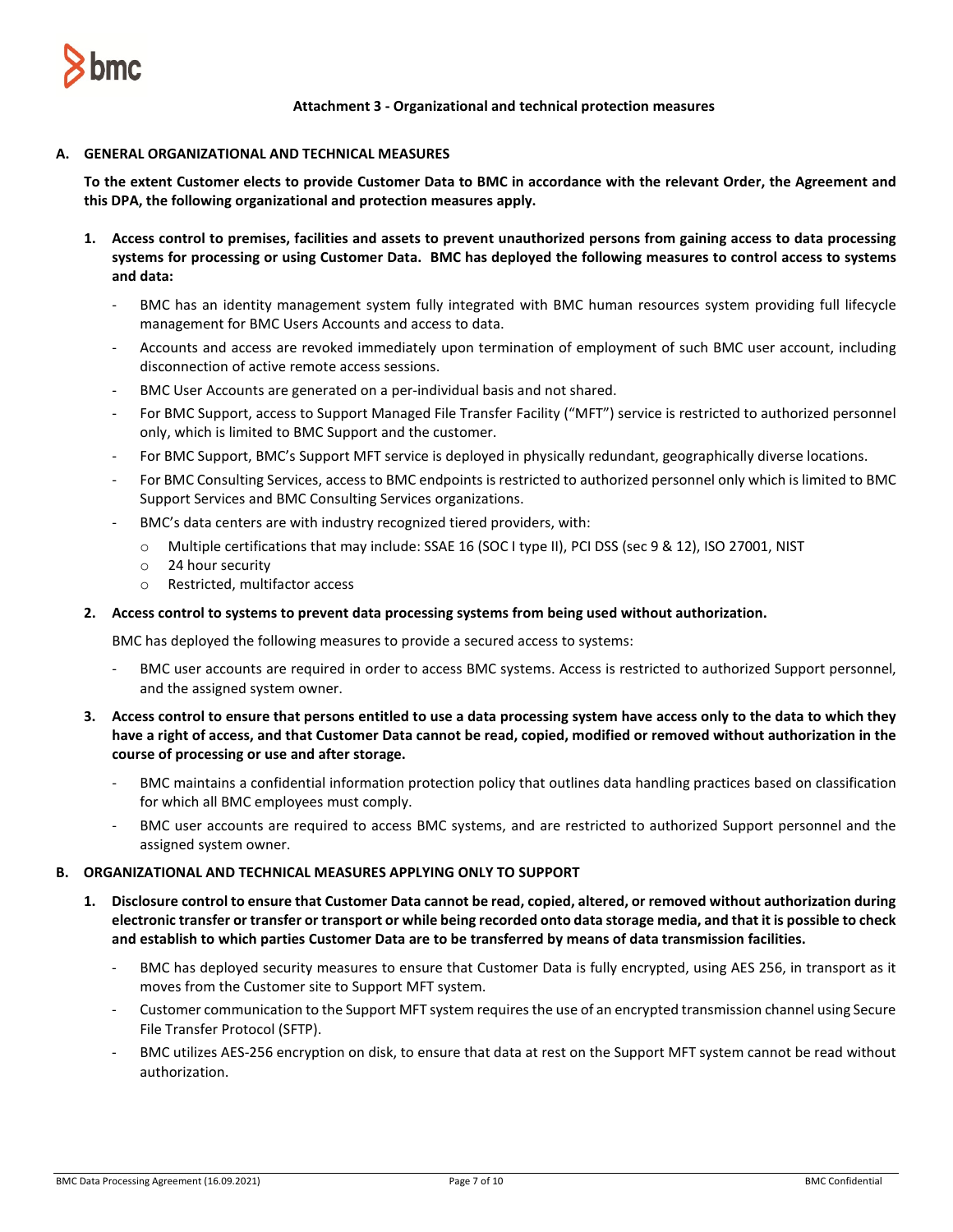**Attachment 3 - Organizational and technical protection measures**

## A. GENERAL ORGANIZATIONAL AND TECHNICAL MEASURES

**To the extent Customer elects to provide Customer Data to BMC in accordance with the relevant Order, the Agreement and this DPA, the following organizational and protection measures apply.**

1. **Access control to premises, facilities and assets to prevent unauthorized persons from gaining access to data processing systems for processing or using Customer Data. BMC has deployed the following measures to control access to systems and data:**
   - BMC has an identity management system fully integrated with BMC human resources system providing full lifecycle management for BMC Users Accounts and access to data.
   - Accounts and access are revoked immediately upon termination of employment of such BMC user account, including disconnection of active remote access sessions.
   - BMC User Accounts are generated on a per-individual basis and not shared.
   - For BMC Support, access to Support Managed File Transfer Facility ("MFT") service is restricted to authorized personnel only, which is limited to BMC Support and the customer.
   - For BMC Support, BMC's Support MFT service is deployed in physically redundant, geographically diverse locations.
   - For BMC Consulting Services, access to BMC endpoints is restricted to authorized personnel only which is limited to BMC Support Services and BMC Consulting Services organizations.
   - BMC's data centers are with industry recognized tiered providers, with:
     - Multiple certifications that may include: SSAE 16 (SOC I type II), PCI DSS (sec 9 & 12), ISO 27001, NIST
     - 24 hour security
     - Restricted, multifactor access

2. **Access control to systems to prevent data processing systems from being used without authorization.**

   BMC has deployed the following measures to provide a secured access to systems:
   - BMC user accounts are required in order to access BMC systems. Access is restricted to authorized Support personnel, and the assigned system owner.

3. **Access control to ensure that persons entitled to use a data processing system have access only to the data to which they have a right of access, and that Customer Data cannot be read, copied, modified or removed without authorization in the course of processing or use and after storage.**
   - BMC maintains a confidential information protection policy that outlines data handling practices based on classification for which all BMC employees must comply.
   - BMC user accounts are required to access BMC systems, and are restricted to authorized Support personnel and the assigned system owner.

## B. ORGANIZATIONAL AND TECHNICAL MEASURES APPLYING ONLY TO SUPPORT

1. **Disclosure control to ensure that Customer Data cannot be read, copied, altered, or removed without authorization during electronic transfer or transfer or transport or while being recorded onto data storage media, and that it is possible to check and establish to which parties Customer Data are to be transferred by means of data transmission facilities.**
   - BMC has deployed security measures to ensure that Customer Data is fully encrypted, using AES 256, in transport as it moves from the Customer site to Support MFT system.
   - Customer communication to the Support MFT system requires the use of an encrypted transmission channel using Secure File Transfer Protocol (SFTP).
   - BMC utilizes AES-256 encryption on disk, to ensure that data at rest on the Support MFT system cannot be read without authorization.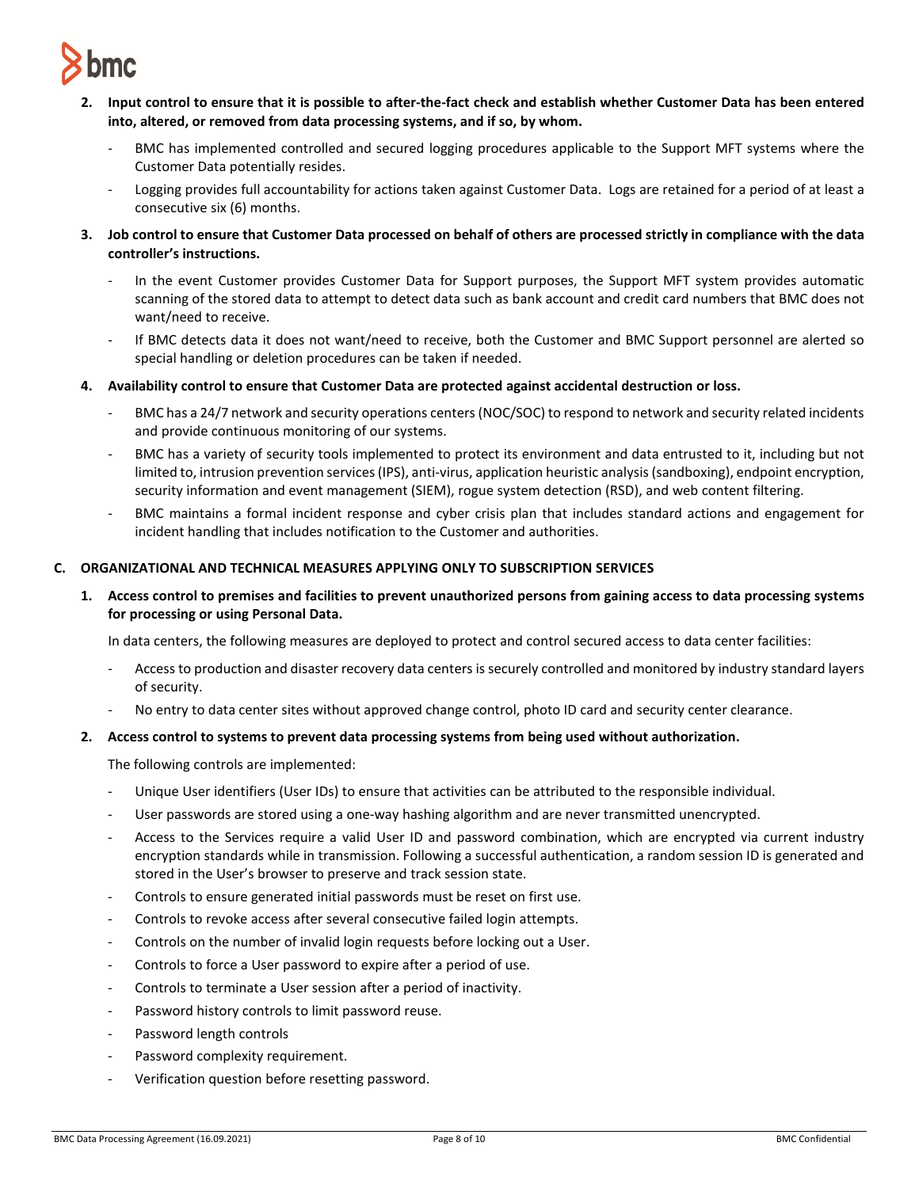2. **Input control to ensure that it is possible to after-the-fact check and establish whether Customer Data has been entered into, altered, or removed from data processing systems, and if so, by whom.**

    - BMC has implemented controlled and secured logging procedures applicable to the Support MFT systems where the Customer Data potentially resides.
    - Logging provides full accountability for actions taken against Customer Data. Logs are retained for a period of at least a consecutive six (6) months.

3. **Job control to ensure that Customer Data processed on behalf of others are processed strictly in compliance with the data controller's instructions.**

    - In the event Customer provides Customer Data for Support purposes, the Support MFT system provides automatic scanning of the stored data to attempt to detect data such as bank account and credit card numbers that BMC does not want/need to receive.
    - If BMC detects data it does not want/need to receive, both the Customer and BMC Support personnel are alerted so special handling or deletion procedures can be taken if needed.

4. **Availability control to ensure that Customer Data are protected against accidental destruction or loss.**

    - BMC has a 24/7 network and security operations centers (NOC/SOC) to respond to network and security related incidents and provide continuous monitoring of our systems.
    - BMC has a variety of security tools implemented to protect its environment and data entrusted to it, including but not limited to, intrusion prevention services (IPS), anti-virus, application heuristic analysis (sandboxing), endpoint encryption, security information and event management (SIEM), rogue system detection (RSD), and web content filtering.
    - BMC maintains a formal incident response and cyber crisis plan that includes standard actions and engagement for incident handling that includes notification to the Customer and authorities.

## C. ORGANIZATIONAL AND TECHNICAL MEASURES APPLYING ONLY TO SUBSCRIPTION SERVICES

1. **Access control to premises and facilities to prevent unauthorized persons from gaining access to data processing systems for processing or using Personal Data.**

    In data centers, the following measures are deployed to protect and control secured access to data center facilities:

    - Access to production and disaster recovery data centers is securely controlled and monitored by industry standard layers of security.
    - No entry to data center sites without approved change control, photo ID card and security center clearance.

2. **Access control to systems to prevent data processing systems from being used without authorization.**

    The following controls are implemented:

    - Unique User identifiers (User IDs) to ensure that activities can be attributed to the responsible individual.
    - User passwords are stored using a one-way hashing algorithm and are never transmitted unencrypted.
    - Access to the Services require a valid User ID and password combination, which are encrypted via current industry encryption standards while in transmission. Following a successful authentication, a random session ID is generated and stored in the User's browser to preserve and track session state.
    - Controls to ensure generated initial passwords must be reset on first use.
    - Controls to revoke access after several consecutive failed login attempts.
    - Controls on the number of invalid login requests before locking out a User.
    - Controls to force a User password to expire after a period of use.
    - Controls to terminate a User session after a period of inactivity.
    - Password history controls to limit password reuse.
    - Password length controls
    - Password complexity requirement.
    - Verification question before resetting password.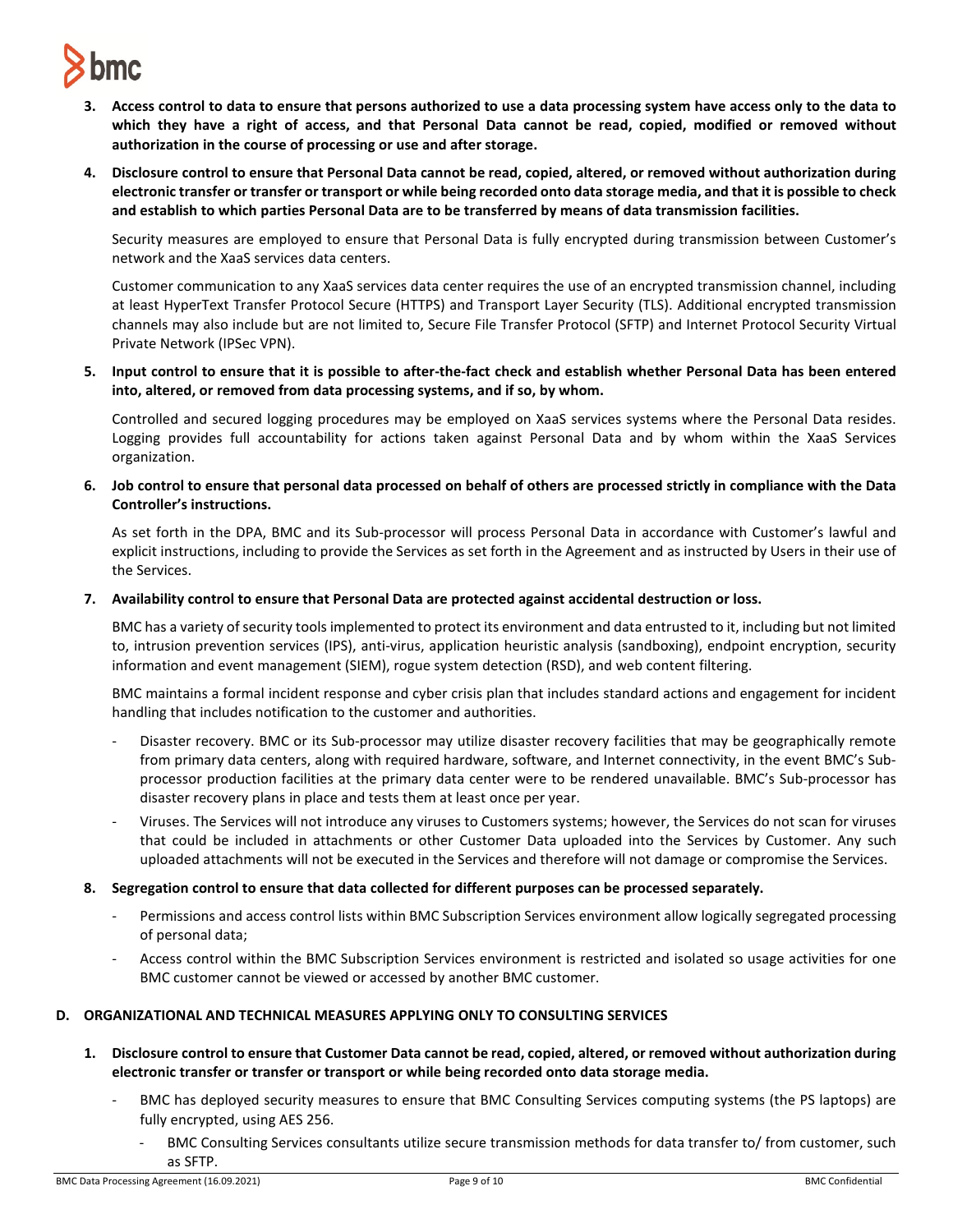3. **Access control to data to ensure that persons authorized to use a data processing system have access only to the data to which they have a right of access, and that Personal Data cannot be read, copied, modified or removed without authorization in the course of processing or use and after storage.**

4. **Disclosure control to ensure that Personal Data cannot be read, copied, altered, or removed without authorization during electronic transfer or transfer or transport or while being recorded onto data storage media, and that it is possible to check and establish to which parties Personal Data are to be transferred by means of data transmission facilities.**

   Security measures are employed to ensure that Personal Data is fully encrypted during transmission between Customer's network and the XaaS services data centers.

   Customer communication to any XaaS services data center requires the use of an encrypted transmission channel, including at least HyperText Transfer Protocol Secure (HTTPS) and Transport Layer Security (TLS). Additional encrypted transmission channels may also include but are not limited to, Secure File Transfer Protocol (SFTP) and Internet Protocol Security Virtual Private Network (IPSec VPN).

5. **Input control to ensure that it is possible to after-the-fact check and establish whether Personal Data has been entered into, altered, or removed from data processing systems, and if so, by whom.**

   Controlled and secured logging procedures may be employed on XaaS services systems where the Personal Data resides. Logging provides full accountability for actions taken against Personal Data and by whom within the XaaS Services organization.

6. **Job control to ensure that personal data processed on behalf of others are processed strictly in compliance with the Data Controller's instructions.**

   As set forth in the DPA, BMC and its Sub-processor will process Personal Data in accordance with Customer's lawful and explicit instructions, including to provide the Services as set forth in the Agreement and as instructed by Users in their use of the Services.

7. **Availability control to ensure that Personal Data are protected against accidental destruction or loss.**

   BMC has a variety of security tools implemented to protect its environment and data entrusted to it, including but not limited to, intrusion prevention services (IPS), anti-virus, application heuristic analysis (sandboxing), endpoint encryption, security information and event management (SIEM), rogue system detection (RSD), and web content filtering.

   BMC maintains a formal incident response and cyber crisis plan that includes standard actions and engagement for incident handling that includes notification to the customer and authorities.

   - Disaster recovery. BMC or its Sub-processor may utilize disaster recovery facilities that may be geographically remote from primary data centers, along with required hardware, software, and Internet connectivity, in the event BMC's Sub-processor production facilities at the primary data center were to be rendered unavailable. BMC's Sub-processor has disaster recovery plans in place and tests them at least once per year.
   - Viruses. The Services will not introduce any viruses to Customers systems; however, the Services do not scan for viruses that could be included in attachments or other Customer Data uploaded into the Services by Customer. Any such uploaded attachments will not be executed in the Services and therefore will not damage or compromise the Services.

8. **Segregation control to ensure that data collected for different purposes can be processed separately.**

   - Permissions and access control lists within BMC Subscription Services environment allow logically segregated processing of personal data;
   - Access control within the BMC Subscription Services environment is restricted and isolated so usage activities for one BMC customer cannot be viewed or accessed by another BMC customer.

## D. ORGANIZATIONAL AND TECHNICAL MEASURES APPLYING ONLY TO CONSULTING SERVICES

1. **Disclosure control to ensure that Customer Data cannot be read, copied, altered, or removed without authorization during electronic transfer or transfer or transport or while being recorded onto data storage media.**

   - BMC has deployed security measures to ensure that BMC Consulting Services computing systems (the PS laptops) are fully encrypted, using AES 256.
     - BMC Consulting Services consultants utilize secure transmission methods for data transfer to/ from customer, such as SFTP.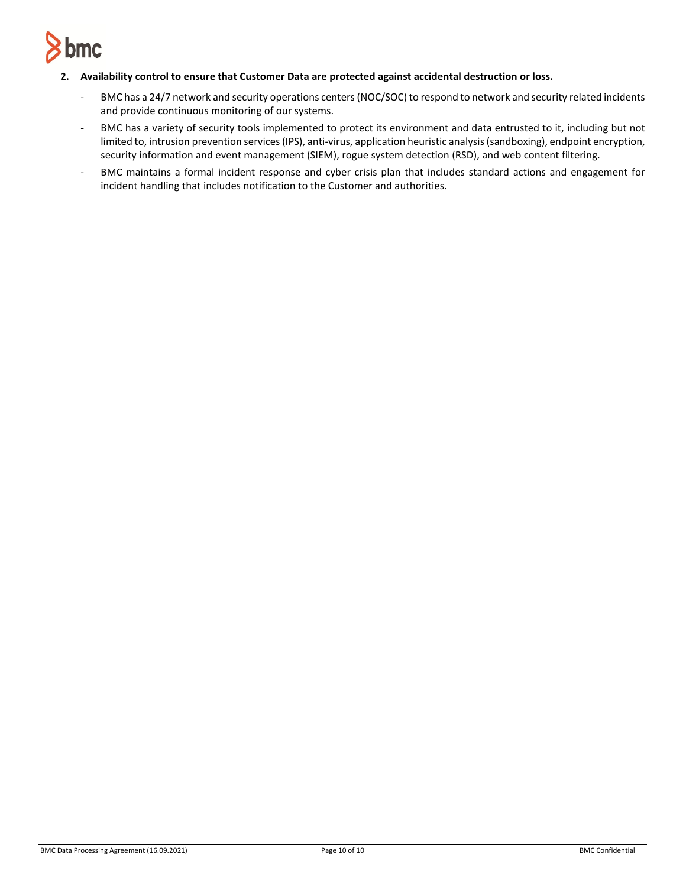**2. Availability control to ensure that Customer Data are protected against accidental destruction or loss.**

- BMC has a 24/7 network and security operations centers (NOC/SOC) to respond to network and security related incidents and provide continuous monitoring of our systems.
- BMC has a variety of security tools implemented to protect its environment and data entrusted to it, including but not limited to, intrusion prevention services (IPS), anti-virus, application heuristic analysis (sandboxing), endpoint encryption, security information and event management (SIEM), rogue system detection (RSD), and web content filtering.
- BMC maintains a formal incident response and cyber crisis plan that includes standard actions and engagement for incident handling that includes notification to the Customer and authorities.